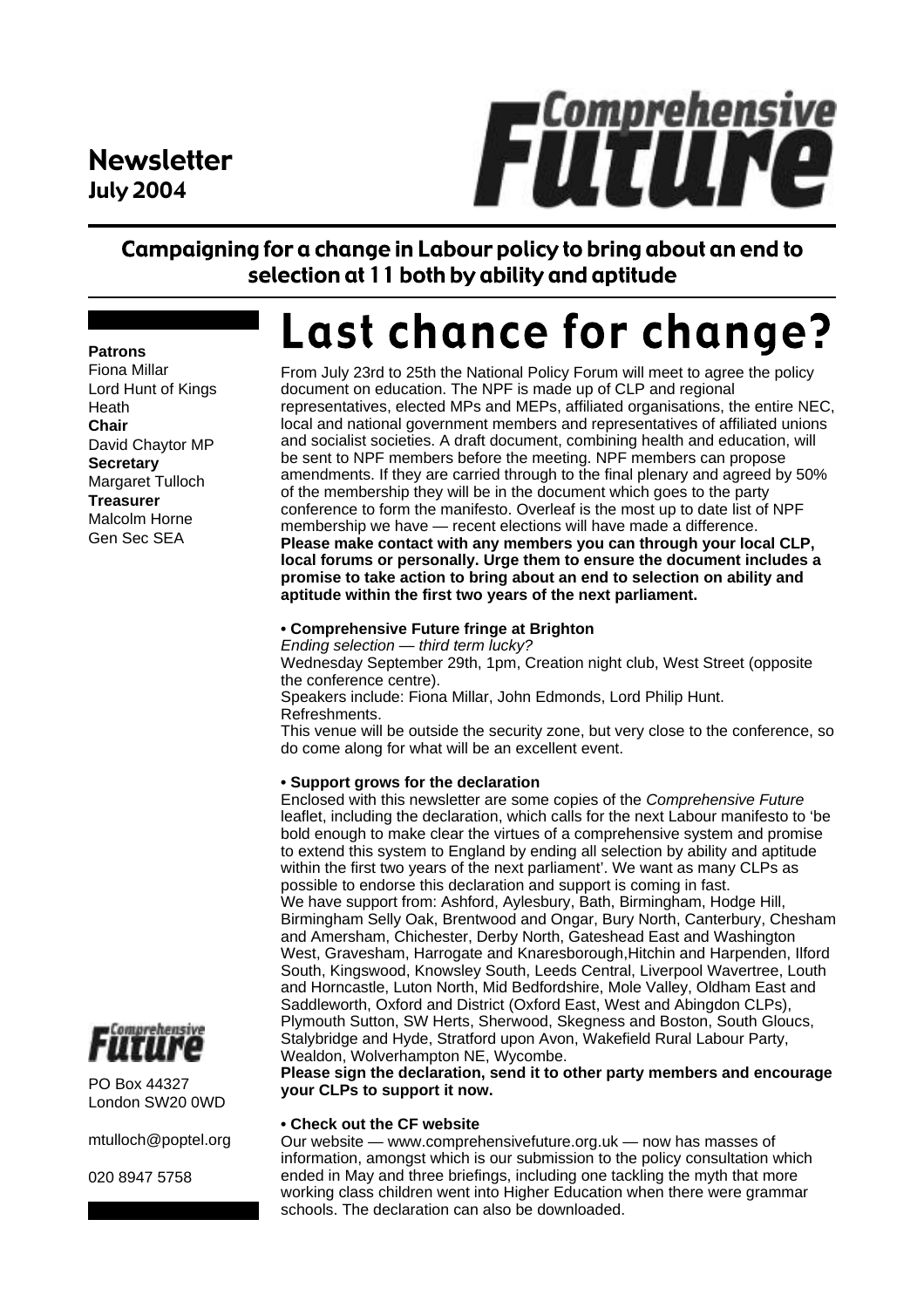**Newsletter**
**July 2004**

Comprehensive Future

## Campaigning for a change in Labour policy to bring about an end to selection at 11 both by ability and aptitude

**Patrons**
Fiona Millar
Lord Hunt of Kings Heath
**Chair**
David Chaytor MP
**Secretary**
Margaret Tulloch
**Treasurer**
Malcolm Horne
Gen Sec SEA

# Last chance for change?

From July 23rd to 25th the National Policy Forum will meet to agree the policy document on education. The NPF is made up of CLP and regional representatives, elected MPs and MEPs, affiliated organisations, the entire NEC, local and national government members and representatives of affiliated unions and socialist societies. A draft document, combining health and education, will be sent to NPF members before the meeting. NPF members can propose amendments. If they are carried through to the final plenary and agreed by 50% of the membership they will be in the document which goes to the party conference to form the manifesto. Overleaf is the most up to date list of NPF membership we have — recent elections will have made a difference.
**Please make contact with any members you can through your local CLP, local forums or personally. Urge them to ensure the document includes a promise to take action to bring about an end to selection on ability and aptitude within the first two years of the next parliament.**

**• Comprehensive Future fringe at Brighton**
*Ending selection — third term lucky?*
Wednesday September 29th, 1pm, Creation night club, West Street (opposite the conference centre).
Speakers include: Fiona Millar, John Edmonds, Lord Philip Hunt.
Refreshments.
This venue will be outside the security zone, but very close to the conference, so do come along for what will be an excellent event.

**• Support grows for the declaration**
Enclosed with this newsletter are some copies of the *Comprehensive Future* leaflet, including the declaration, which calls for the next Labour manifesto to 'be bold enough to make clear the virtues of a comprehensive system and promise to extend this system to England by ending all selection by ability and aptitude within the first two years of the next parliament'. We want as many CLPs as possible to endorse this declaration and support is coming in fast.
We have support from: Ashford, Aylesbury, Bath, Birmingham, Hodge Hill, Birmingham Selly Oak, Brentwood and Ongar, Bury North, Canterbury, Chesham and Amersham, Chichester, Derby North, Gateshead East and Washington West, Gravesham, Harrogate and Knaresborough,Hitchin and Harpenden, Ilford South, Kingswood, Knowsley South, Leeds Central, Liverpool Wavertree, Louth and Horncastle, Luton North, Mid Bedfordshire, Mole Valley, Oldham East and Saddleworth, Oxford and District (Oxford East, West and Abingdon CLPs), Plymouth Sutton, SW Herts, Sherwood, Skegness and Boston, South Gloucs, Stalybridge and Hyde, Stratford upon Avon, Wakefield Rural Labour Party, Wealdon, Wolverhampton NE, Wycombe.
**Please sign the declaration, send it to other party members and encourage your CLPs to support it now.**

**• Check out the CF website**
Our website — www.comprehensivefuture.org.uk — now has masses of information, amongst which is our submission to the policy consultation which ended in May and three briefings, including one tackling the myth that more working class children went into Higher Education when there were grammar schools. The declaration can also be downloaded.

Comprehensive Future

PO Box 44327
London SW20 0WD

mtulloch@poptel.org

020 8947 5758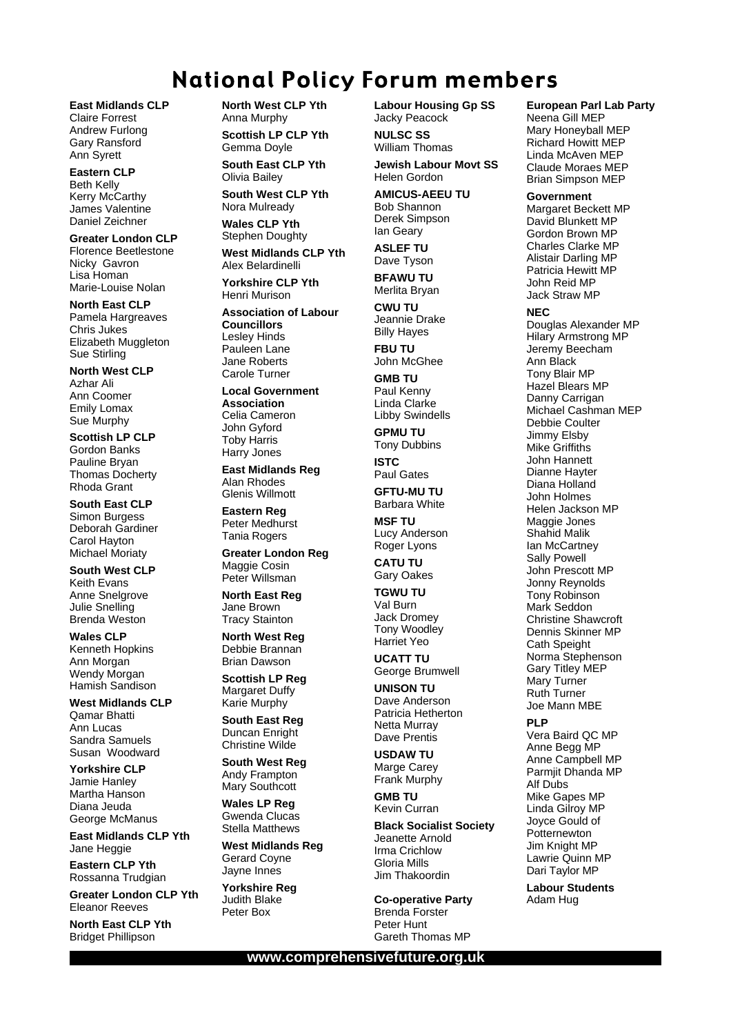# National Policy Forum members

**East Midlands CLP**
Claire Forrest
Andrew Furlong
Gary Ransford
Ann Syrett

**Eastern CLP**
Beth Kelly
Kerry McCarthy
James Valentine
Daniel Zeichner

**Greater London CLP**
Florence Beetlestone
Nicky Gavron
Lisa Homan
Marie-Louise Nolan

**North East CLP**
Pamela Hargreaves
Chris Jukes
Elizabeth Muggleton
Sue Stirling

**North West CLP**
Azhar Ali
Ann Coomer
Emily Lomax
Sue Murphy

**Scottish LP CLP**
Gordon Banks
Pauline Bryan
Thomas Docherty
Rhoda Grant

**South East CLP**
Simon Burgess
Deborah Gardiner
Carol Hayton
Michael Moriaty

**South West CLP**
Keith Evans
Anne Snelgrove
Julie Snelling
Brenda Weston

**Wales CLP**
Kenneth Hopkins
Ann Morgan
Wendy Morgan
Hamish Sandison

**West Midlands CLP**
Qamar Bhatti
Ann Lucas
Sandra Samuels
Susan Woodward

**Yorkshire CLP**
Jamie Hanley
Martha Hanson
Diana Jeuda
George McManus

**East Midlands CLP Yth**
Jane Heggie

**Eastern CLP Yth**
Rossanna Trudgian

**Greater London CLP Yth**
Eleanor Reeves

**North East CLP Yth**
Bridget Phillipson

**North West CLP Yth**
Anna Murphy

**Scottish LP CLP Yth**
Gemma Doyle

**South East CLP Yth**
Olivia Bailey

**South West CLP Yth**
Nora Mulready

**Wales CLP Yth**
Stephen Doughty

**West Midlands CLP Yth**
Alex Belardinelli

**Yorkshire CLP Yth**
Henri Murison

**Association of Labour Councillors**
Lesley Hinds
Pauleen Lane
Jane Roberts
Carole Turner

**Local Government Association**
Celia Cameron
John Gyford
Toby Harris
Harry Jones

**East Midlands Reg**
Alan Rhodes
Glenis Willmott

**Eastern Reg**
Peter Medhurst
Tania Rogers

**Greater London Reg**
Maggie Cosin
Peter Willsman

**North East Reg**
Jane Brown
Tracy Stainton

**North West Reg**
Debbie Brannan
Brian Dawson

**Scottish LP Reg**
Margaret Duffy
Karie Murphy

**South East Reg**
Duncan Enright
Christine Wilde

**South West Reg**
Andy Frampton
Mary Southcott

**Wales LP Reg**
Gwenda Clucas
Stella Matthews

**West Midlands Reg**
Gerard Coyne
Jayne Innes

**Yorkshire Reg**
Judith Blake
Peter Box

**Labour Housing Gp SS**
Jacky Peacock

**NULSC SS**
William Thomas

**Jewish Labour Movt SS**
Helen Gordon

**AMICUS-AEEU TU**
Bob Shannon
Derek Simpson
Ian Geary

**ASLEF TU**
Dave Tyson

**BFAWU TU**
Merlita Bryan

**CWU TU**
Jeannie Drake
Billy Hayes

**FBU TU**
John McGhee

**GMB TU**
Paul Kenny
Linda Clarke
Libby Swindells

**GPMU TU**
Tony Dubbins

**ISTC**
Paul Gates

**GFTU-MU TU**
Barbara White

**MSF TU**
Lucy Anderson
Roger Lyons

**CATU TU**
Gary Oakes

**TGWU TU**
Val Burn
Jack Dromey
Tony Woodley
Harriet Yeo

**UCATT TU**
George Brumwell

**UNISON TU**
Dave Anderson
Patricia Hetherton
Netta Murray
Dave Prentis

**USDAW TU**
Marge Carey
Frank Murphy

**GMB TU**
Kevin Curran

**Black Socialist Society**
Jeanette Arnold
Irma Crichlow
Gloria Mills
Jim Thakoordin

**Co-operative Party**
Brenda Forster
Peter Hunt
Gareth Thomas MP

**European Parl Lab Party**
Neena Gill MEP
Mary Honeyball MEP
Richard Howitt MEP
Linda McAven MEP
Claude Moraes MEP
Brian Simpson MEP

**Government**
Margaret Beckett MP
David Blunkett MP
Gordon Brown MP
Charles Clarke MP
Alistair Darling MP
Patricia Hewitt MP
John Reid MP
Jack Straw MP

**NEC**
Douglas Alexander MP
Hilary Armstrong MP
Jeremy Beecham
Ann Black
Tony Blair MP
Hazel Blears MP
Danny Carrigan
Michael Cashman MEP
Debbie Coulter
Jimmy Elsby
Mike Griffiths
John Hannett
Dianne Hayter
Diana Holland
John Holmes
Helen Jackson MP
Maggie Jones
Shahid Malik
Ian McCartney
Sally Powell
John Prescott MP
Jonny Reynolds
Tony Robinson
Mark Seddon
Christine Shawcroft
Dennis Skinner MP
Cath Speight
Norma Stephenson
Gary Titley MEP
Mary Turner
Ruth Turner
Joe Mann MBE

**PLP**
Vera Baird QC MP
Anne Begg MP
Anne Campbell MP
Parmjit Dhanda MP
Alf Dubs
Mike Gapes MP
Linda Gilroy MP
Joyce Gould of Potternewton
Jim Knight MP
Lawrie Quinn MP
Dari Taylor MP

**Labour Students**
Adam Hug

**www.comprehensivefuture.org.uk**